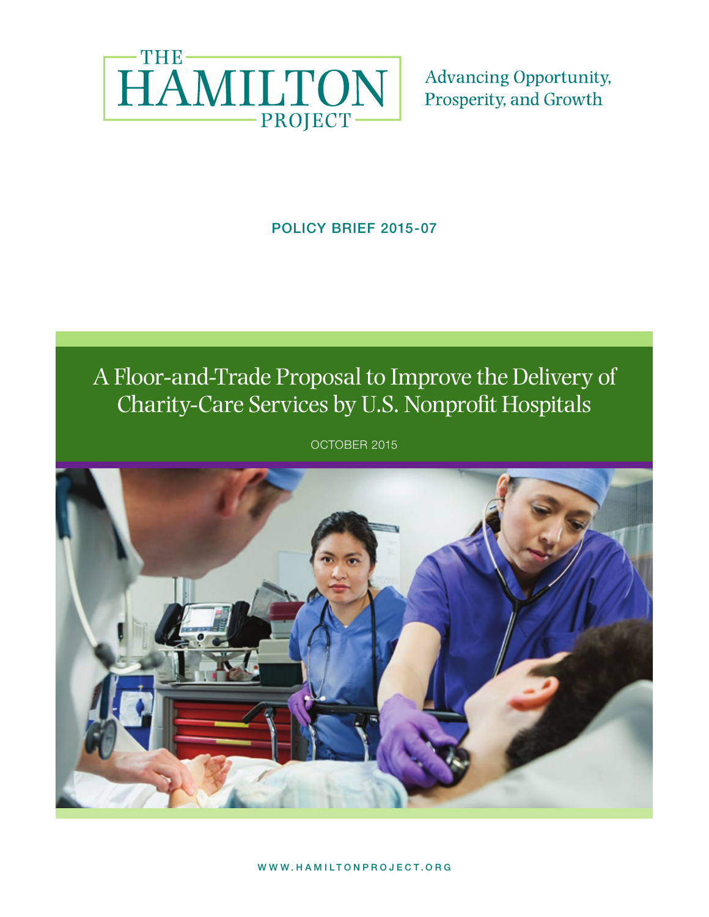THE HAMILTON PROJECT

Advancing Opportunity, Prosperity, and Growth

**POLICY BRIEF 2015-07**

# A Floor-and-Trade Proposal to Improve the Delivery of Charity-Care Services by U.S. Nonprofit Hospitals

OCTOBER 2015

WWW.HAMILTONPROJECT.ORG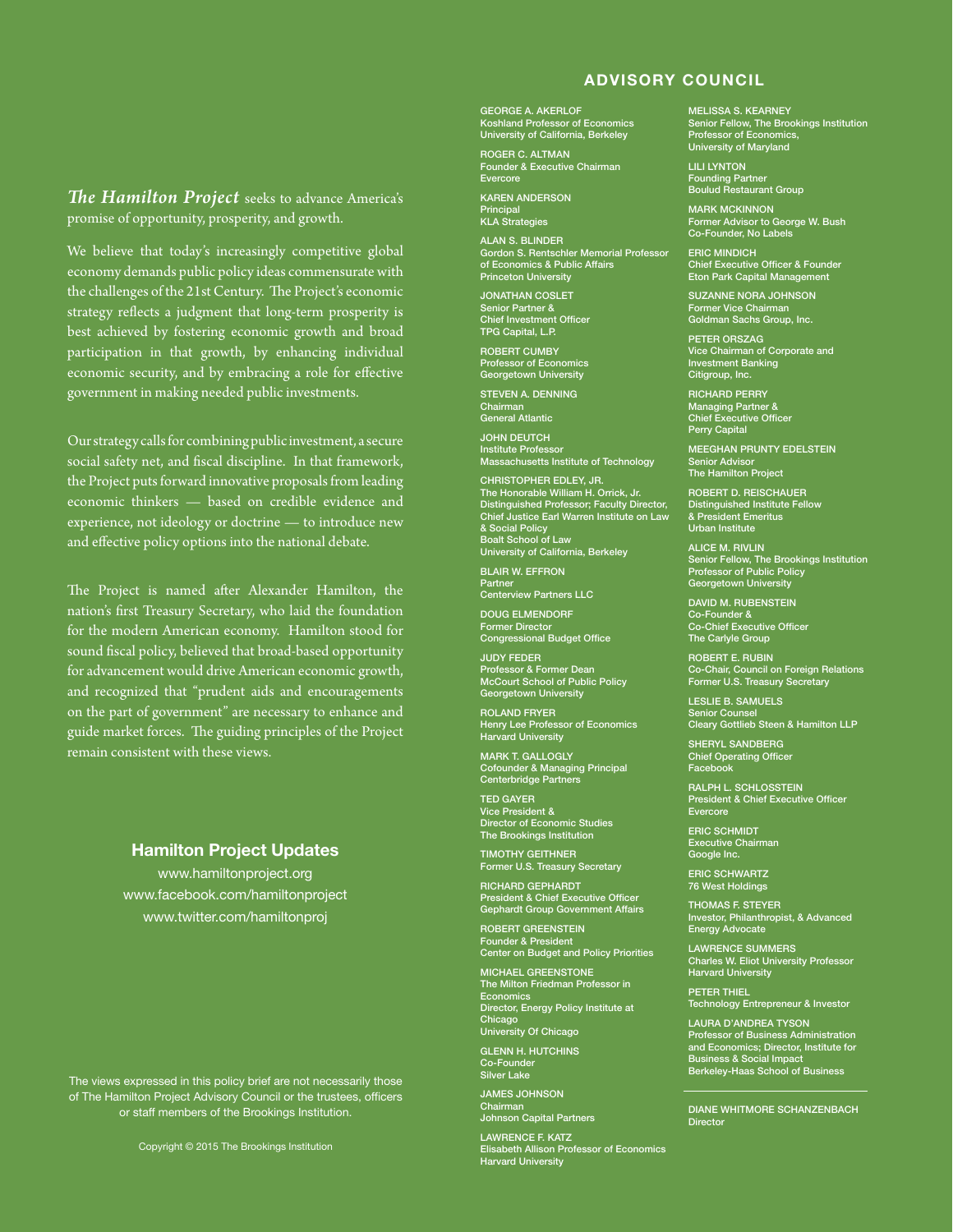***The Hamilton Project*** seeks to advance America's promise of opportunity, prosperity, and growth.

We believe that today's increasingly competitive global economy demands public policy ideas commensurate with the challenges of the 21st Century. The Project's economic strategy reflects a judgment that long-term prosperity is best achieved by fostering economic growth and broad participation in that growth, by enhancing individual economic security, and by embracing a role for effective government in making needed public investments.

Our strategy calls for combining public investment, a secure social safety net, and fiscal discipline. In that framework, the Project puts forward innovative proposals from leading economic thinkers — based on credible evidence and experience, not ideology or doctrine — to introduce new and effective policy options into the national debate.

The Project is named after Alexander Hamilton, the nation's first Treasury Secretary, who laid the foundation for the modern American economy. Hamilton stood for sound fiscal policy, believed that broad-based opportunity for advancement would drive American economic growth, and recognized that "prudent aids and encouragements on the part of government" are necessary to enhance and guide market forces. The guiding principles of the Project remain consistent with these views.

## Hamilton Project Updates

www.hamiltonproject.org
www.facebook.com/hamiltonproject
www.twitter.com/hamiltonproj

The views expressed in this policy brief are not necessarily those of The Hamilton Project Advisory Council or the trustees, officers or staff members of the Brookings Institution.

Copyright © 2015 The Brookings Institution

## ADVISORY COUNCIL

GEORGE A. AKERLOF
Koshland Professor of Economics
University of California, Berkeley

ROGER C. ALTMAN
Founder & Executive Chairman
Evercore

KAREN ANDERSON
Principal
KLA Strategies

ALAN S. BLINDER
Gordon S. Rentschler Memorial Professor of Economics & Public Affairs
Princeton University

JONATHAN COSLET
Senior Partner &
Chief Investment Officer
TPG Capital, L.P.

ROBERT CUMBY
Professor of Economics
Georgetown University

STEVEN A. DENNING
Chairman
General Atlantic

JOHN DEUTCH
Institute Professor
Massachusetts Institute of Technology

CHRISTOPHER EDLEY, JR.
The Honorable William H. Orrick, Jr. Distinguished Professor; Faculty Director, Chief Justice Earl Warren Institute on Law & Social Policy
Boalt School of Law
University of California, Berkeley

BLAIR W. EFFRON
Partner
Centerview Partners LLC

DOUG ELMENDORF
Former Director
Congressional Budget Office

JUDY FEDER
Professor & Former Dean
McCourt School of Public Policy
Georgetown University

ROLAND FRYER
Henry Lee Professor of Economics
Harvard University

MARK T. GALLOGLY
Cofounder & Managing Principal
Centerbridge Partners

TED GAYER
Vice President &
Director of Economic Studies
The Brookings Institution

TIMOTHY GEITHNER
Former U.S. Treasury Secretary

RICHARD GEPHARDT
President & Chief Executive Officer
Gephardt Group Government Affairs

ROBERT GREENSTEIN
Founder & President
Center on Budget and Policy Priorities

MICHAEL GREENSTONE
The Milton Friedman Professor in Economics
Director, Energy Policy Institute at Chicago
University Of Chicago

GLENN H. HUTCHINS
Co-Founder
Silver Lake

JAMES JOHNSON
Chairman
Johnson Capital Partners

LAWRENCE F. KATZ
Elisabeth Allison Professor of Economics
Harvard University

MELISSA S. KEARNEY
Senior Fellow, The Brookings Institution
Professor of Economics,
University of Maryland

LILI LYNTON
Founding Partner
Boulud Restaurant Group

MARK MCKINNON
Former Advisor to George W. Bush
Co-Founder, No Labels

ERIC MINDICH
Chief Executive Officer & Founder
Eton Park Capital Management

SUZANNE NORA JOHNSON
Former Vice Chairman
Goldman Sachs Group, Inc.

PETER ORSZAG
Vice Chairman of Corporate and Investment Banking
Citigroup, Inc.

RICHARD PERRY
Managing Partner &
Chief Executive Officer
Perry Capital

MEEGHAN PRUNTY EDELSTEIN
Senior Advisor
The Hamilton Project

ROBERT D. REISCHAUER
Distinguished Institute Fellow
& President Emeritus
Urban Institute

ALICE M. RIVLIN
Senior Fellow, The Brookings Institution
Professor of Public Policy
Georgetown University

DAVID M. RUBENSTEIN
Co-Founder &
Co-Chief Executive Officer
The Carlyle Group

ROBERT E. RUBIN
Co-Chair, Council on Foreign Relations
Former U.S. Treasury Secretary

LESLIE B. SAMUELS
Senior Counsel
Cleary Gottlieb Steen & Hamilton LLP

SHERYL SANDBERG
Chief Operating Officer
Facebook

RALPH L. SCHLOSSTEIN
President & Chief Executive Officer
Evercore

ERIC SCHMIDT
Executive Chairman
Google Inc.

ERIC SCHWARTZ
76 West Holdings

THOMAS F. STEYER
Investor, Philanthropist, & Advanced Energy Advocate

LAWRENCE SUMMERS
Charles W. Eliot University Professor
Harvard University

PETER THIEL
Technology Entrepreneur & Investor

LAURA D'ANDREA TYSON
Professor of Business Administration and Economics; Director, Institute for Business & Social Impact
Berkeley-Haas School of Business

---

DIANE WHITMORE SCHANZENBACH
Director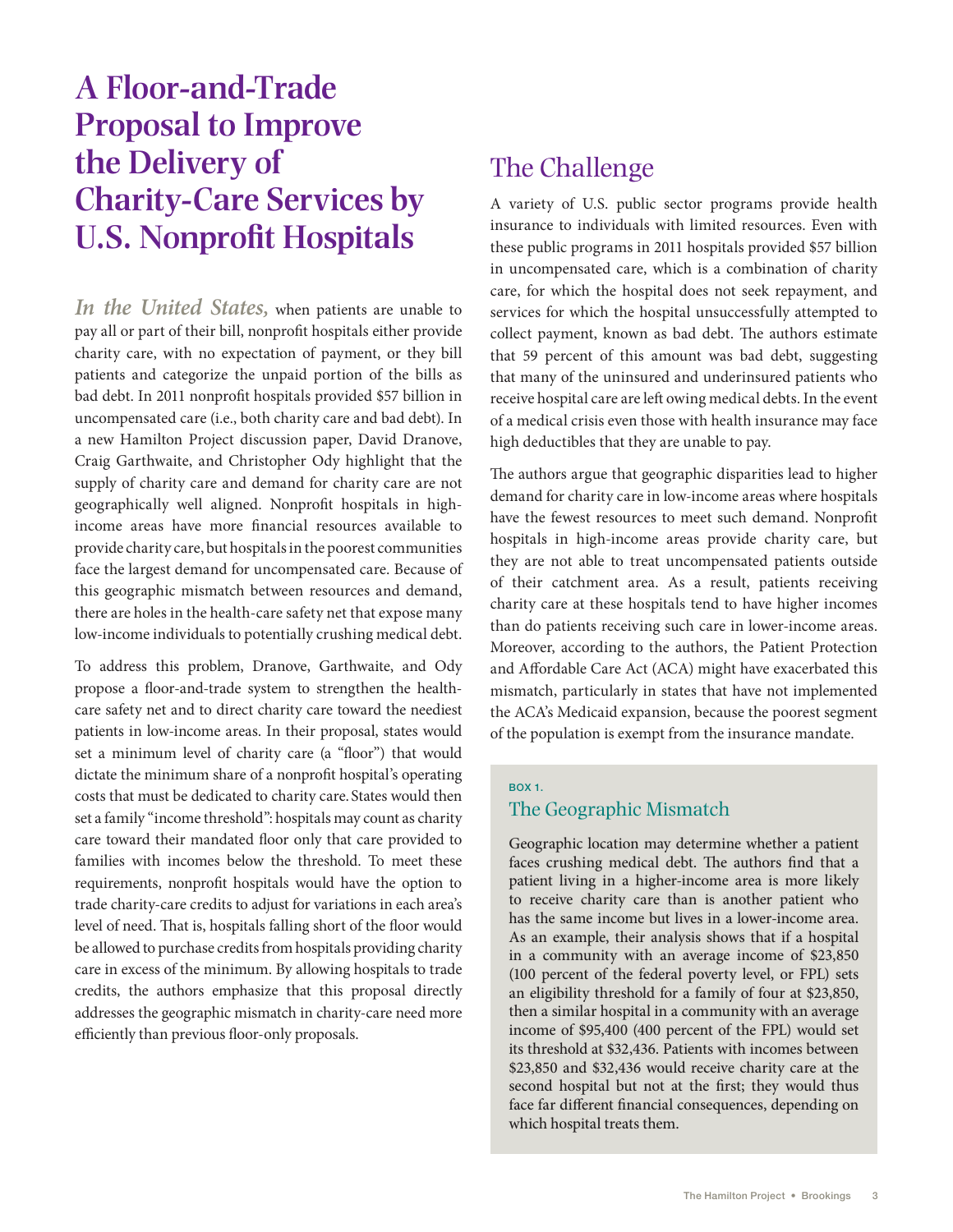# A Floor-and-Trade Proposal to Improve the Delivery of Charity-Care Services by U.S. Nonprofit Hospitals

*In the United States,* when patients are unable to pay all or part of their bill, nonprofit hospitals either provide charity care, with no expectation of payment, or they bill patients and categorize the unpaid portion of the bills as bad debt. In 2011 nonprofit hospitals provided $57 billion in uncompensated care (i.e., both charity care and bad debt). In a new Hamilton Project discussion paper, David Dranove, Craig Garthwaite, and Christopher Ody highlight that the supply of charity care and demand for charity care are not geographically well aligned. Nonprofit hospitals in high-income areas have more financial resources available to provide charity care, but hospitals in the poorest communities face the largest demand for uncompensated care. Because of this geographic mismatch between resources and demand, there are holes in the health-care safety net that expose many low-income individuals to potentially crushing medical debt.

To address this problem, Dranove, Garthwaite, and Ody propose a floor-and-trade system to strengthen the health-care safety net and to direct charity care toward the neediest patients in low-income areas. In their proposal, states would set a minimum level of charity care (a "floor") that would dictate the minimum share of a nonprofit hospital's operating costs that must be dedicated to charity care. States would then set a family "income threshold": hospitals may count as charity care toward their mandated floor only that care provided to families with incomes below the threshold. To meet these requirements, nonprofit hospitals would have the option to trade charity-care credits to adjust for variations in each area's level of need. That is, hospitals falling short of the floor would be allowed to purchase credits from hospitals providing charity care in excess of the minimum. By allowing hospitals to trade credits, the authors emphasize that this proposal directly addresses the geographic mismatch in charity-care need more efficiently than previous floor-only proposals.

## The Challenge

A variety of U.S. public sector programs provide health insurance to individuals with limited resources. Even with these public programs in 2011 hospitals provided $57 billion in uncompensated care, which is a combination of charity care, for which the hospital does not seek repayment, and services for which the hospital unsuccessfully attempted to collect payment, known as bad debt. The authors estimate that 59 percent of this amount was bad debt, suggesting that many of the uninsured and underinsured patients who receive hospital care are left owing medical debts. In the event of a medical crisis even those with health insurance may face high deductibles that they are unable to pay.

The authors argue that geographic disparities lead to higher demand for charity care in low-income areas where hospitals have the fewest resources to meet such demand. Nonprofit hospitals in high-income areas provide charity care, but they are not able to treat uncompensated patients outside of their catchment area. As a result, patients receiving charity care at these hospitals tend to have higher incomes than do patients receiving such care in lower-income areas. Moreover, according to the authors, the Patient Protection and Affordable Care Act (ACA) might have exacerbated this mismatch, particularly in states that have not implemented the ACA's Medicaid expansion, because the poorest segment of the population is exempt from the insurance mandate.

**BOX 1.**

### The Geographic Mismatch

Geographic location may determine whether a patient faces crushing medical debt. The authors find that a patient living in a higher-income area is more likely to receive charity care than is another patient who has the same income but lives in a lower-income area. As an example, their analysis shows that if a hospital in a community with an average income of $23,850 (100 percent of the federal poverty level, or FPL) sets an eligibility threshold for a family of four at $23,850, then a similar hospital in a community with an average income of $95,400 (400 percent of the FPL) would set its threshold at $32,436. Patients with incomes between $23,850 and $32,436 would receive charity care at the second hospital but not at the first; they would thus face far different financial consequences, depending on which hospital treats them.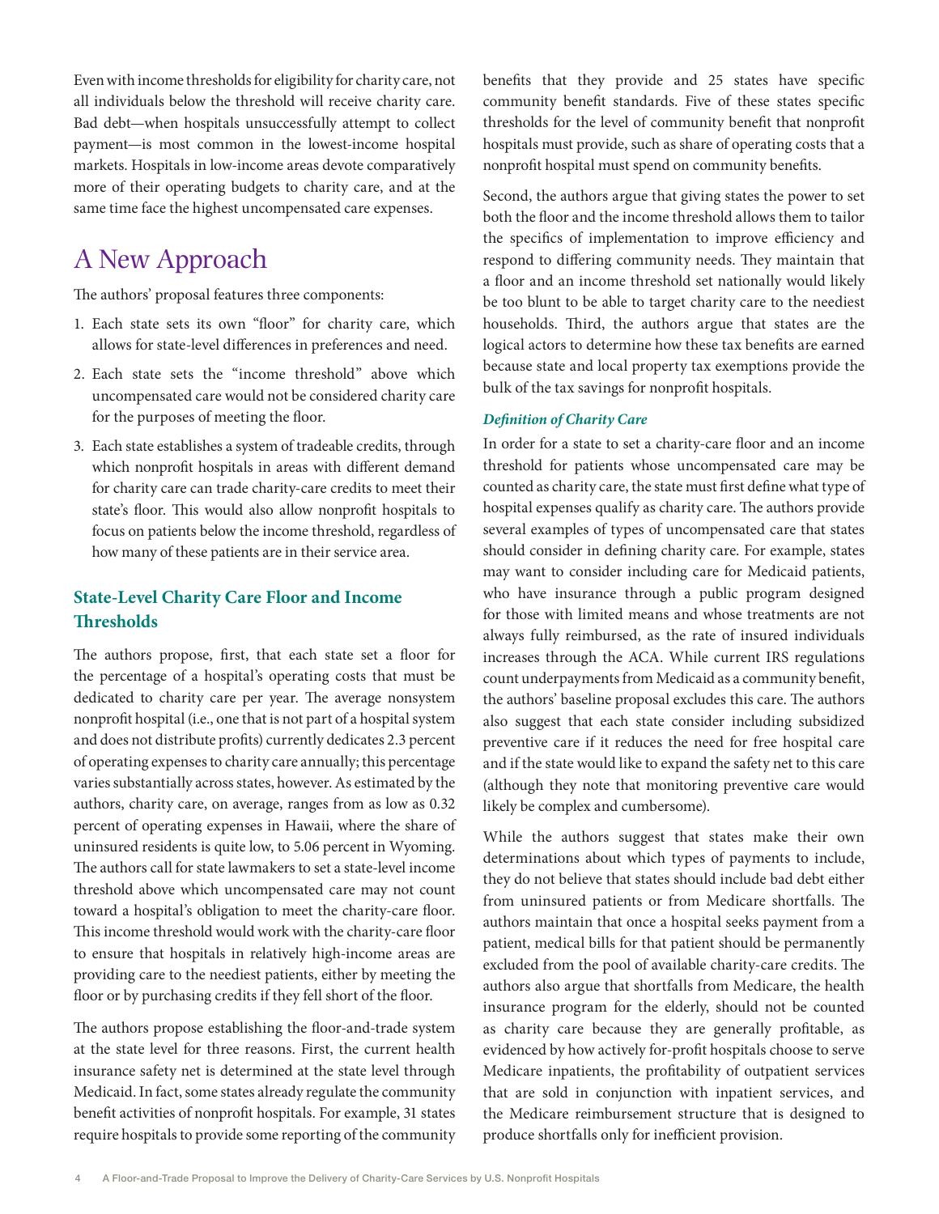Even with income thresholds for eligibility for charity care, not all individuals below the threshold will receive charity care. Bad debt—when hospitals unsuccessfully attempt to collect payment—is most common in the lowest-income hospital markets. Hospitals in low-income areas devote comparatively more of their operating budgets to charity care, and at the same time face the highest uncompensated care expenses.

# A New Approach

The authors' proposal features three components:

1. Each state sets its own "floor" for charity care, which allows for state-level differences in preferences and need.
2. Each state sets the "income threshold" above which uncompensated care would not be considered charity care for the purposes of meeting the floor.
3. Each state establishes a system of tradeable credits, through which nonprofit hospitals in areas with different demand for charity care can trade charity-care credits to meet their state's floor. This would also allow nonprofit hospitals to focus on patients below the income threshold, regardless of how many of these patients are in their service area.

## State-Level Charity Care Floor and Income Thresholds

The authors propose, first, that each state set a floor for the percentage of a hospital's operating costs that must be dedicated to charity care per year. The average nonsystem nonprofit hospital (i.e., one that is not part of a hospital system and does not distribute profits) currently dedicates 2.3 percent of operating expenses to charity care annually; this percentage varies substantially across states, however. As estimated by the authors, charity care, on average, ranges from as low as 0.32 percent of operating expenses in Hawaii, where the share of uninsured residents is quite low, to 5.06 percent in Wyoming. The authors call for state lawmakers to set a state-level income threshold above which uncompensated care may not count toward a hospital's obligation to meet the charity-care floor. This income threshold would work with the charity-care floor to ensure that hospitals in relatively high-income areas are providing care to the neediest patients, either by meeting the floor or by purchasing credits if they fell short of the floor.

The authors propose establishing the floor-and-trade system at the state level for three reasons. First, the current health insurance safety net is determined at the state level through Medicaid. In fact, some states already regulate the community benefit activities of nonprofit hospitals. For example, 31 states require hospitals to provide some reporting of the community benefits that they provide and 25 states have specific community benefit standards. Five of these states specific thresholds for the level of community benefit that nonprofit hospitals must provide, such as share of operating costs that a nonprofit hospital must spend on community benefits.

Second, the authors argue that giving states the power to set both the floor and the income threshold allows them to tailor the specifics of implementation to improve efficiency and respond to differing community needs. They maintain that a floor and an income threshold set nationally would likely be too blunt to be able to target charity care to the neediest households. Third, the authors argue that states are the logical actors to determine how these tax benefits are earned because state and local property tax exemptions provide the bulk of the tax savings for nonprofit hospitals.

### *Definition of Charity Care*

In order for a state to set a charity-care floor and an income threshold for patients whose uncompensated care may be counted as charity care, the state must first define what type of hospital expenses qualify as charity care. The authors provide several examples of types of uncompensated care that states should consider in defining charity care. For example, states may want to consider including care for Medicaid patients, who have insurance through a public program designed for those with limited means and whose treatments are not always fully reimbursed, as the rate of insured individuals increases through the ACA. While current IRS regulations count underpayments from Medicaid as a community benefit, the authors' baseline proposal excludes this care. The authors also suggest that each state consider including subsidized preventive care if it reduces the need for free hospital care and if the state would like to expand the safety net to this care (although they note that monitoring preventive care would likely be complex and cumbersome).

While the authors suggest that states make their own determinations about which types of payments to include, they do not believe that states should include bad debt either from uninsured patients or from Medicare shortfalls. The authors maintain that once a hospital seeks payment from a patient, medical bills for that patient should be permanently excluded from the pool of available charity-care credits. The authors also argue that shortfalls from Medicare, the health insurance program for the elderly, should not be counted as charity care because they are generally profitable, as evidenced by how actively for-profit hospitals choose to serve Medicare inpatients, the profitability of outpatient services that are sold in conjunction with inpatient services, and the Medicare reimbursement structure that is designed to produce shortfalls only for inefficient provision.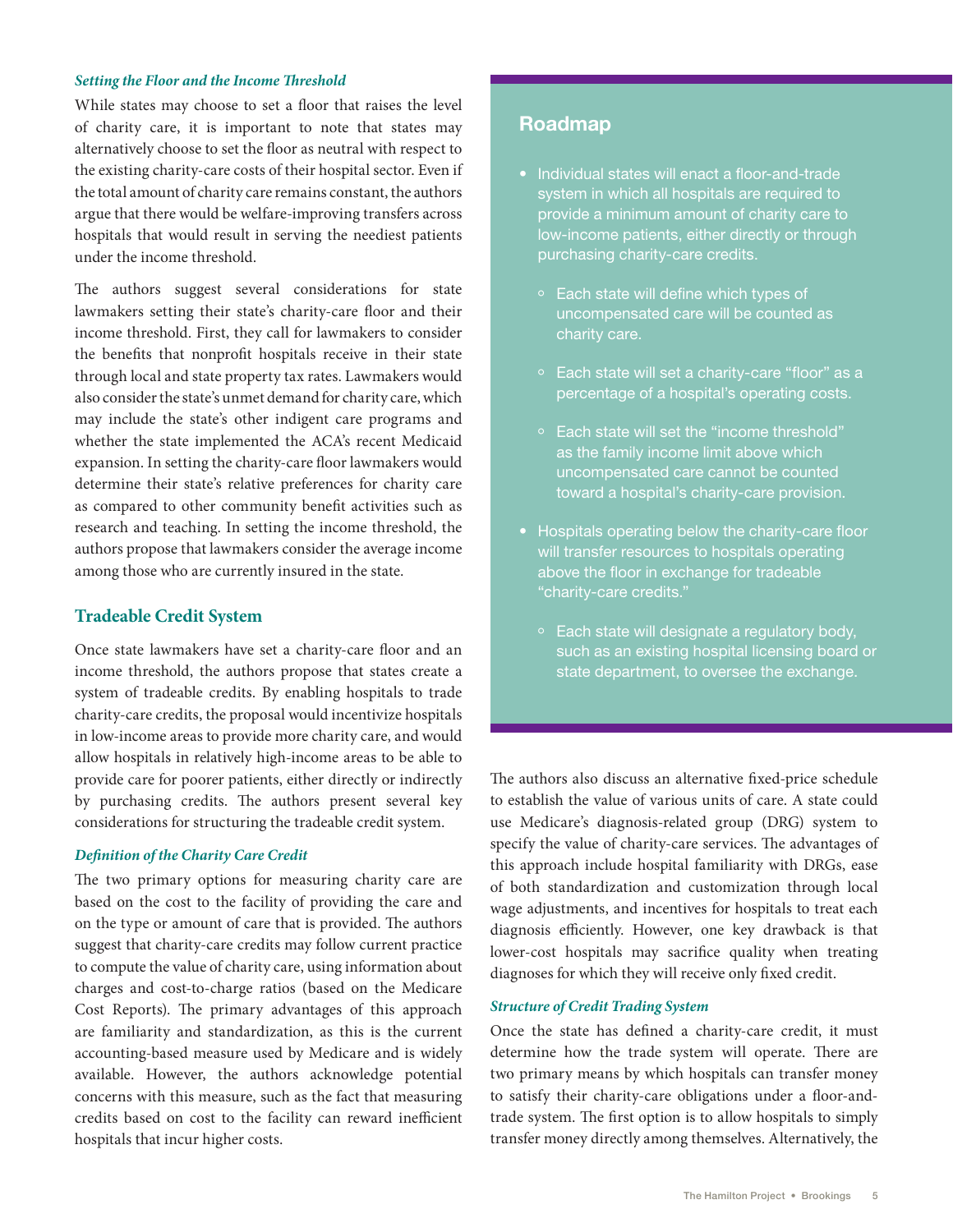### *Setting the Floor and the Income Threshold*

While states may choose to set a floor that raises the level of charity care, it is important to note that states may alternatively choose to set the floor as neutral with respect to the existing charity-care costs of their hospital sector. Even if the total amount of charity care remains constant, the authors argue that there would be welfare-improving transfers across hospitals that would result in serving the neediest patients under the income threshold.

The authors suggest several considerations for state lawmakers setting their state's charity-care floor and their income threshold. First, they call for lawmakers to consider the benefits that nonprofit hospitals receive in their state through local and state property tax rates. Lawmakers would also consider the state's unmet demand for charity care, which may include the state's other indigent care programs and whether the state implemented the ACA's recent Medicaid expansion. In setting the charity-care floor lawmakers would determine their state's relative preferences for charity care as compared to other community benefit activities such as research and teaching. In setting the income threshold, the authors propose that lawmakers consider the average income among those who are currently insured in the state.

## Tradeable Credit System

Once state lawmakers have set a charity-care floor and an income threshold, the authors propose that states create a system of tradeable credits. By enabling hospitals to trade charity-care credits, the proposal would incentivize hospitals in low-income areas to provide more charity care, and would allow hospitals in relatively high-income areas to be able to provide care for poorer patients, either directly or indirectly by purchasing credits. The authors present several key considerations for structuring the tradeable credit system.

### *Definition of the Charity Care Credit*

The two primary options for measuring charity care are based on the cost to the facility of providing the care and on the type or amount of care that is provided. The authors suggest that charity-care credits may follow current practice to compute the value of charity care, using information about charges and cost-to-charge ratios (based on the Medicare Cost Reports). The primary advantages of this approach are familiarity and standardization, as this is the current accounting-based measure used by Medicare and is widely available. However, the authors acknowledge potential concerns with this measure, such as the fact that measuring credits based on cost to the facility can reward inefficient hospitals that incur higher costs.

> ## Roadmap
>
> - Individual states will enact a floor-and-trade system in which all hospitals are required to provide a minimum amount of charity care to low-income patients, either directly or through purchasing charity-care credits.
>   - Each state will define which types of uncompensated care will be counted as charity care.
>   - Each state will set a charity-care "floor" as a percentage of a hospital's operating costs.
>   - Each state will set the "income threshold" as the family income limit above which uncompensated care cannot be counted toward a hospital's charity-care provision.
> - Hospitals operating below the charity-care floor will transfer resources to hospitals operating above the floor in exchange for tradeable "charity-care credits."
>   - Each state will designate a regulatory body, such as an existing hospital licensing board or state department, to oversee the exchange.

The authors also discuss an alternative fixed-price schedule to establish the value of various units of care. A state could use Medicare's diagnosis-related group (DRG) system to specify the value of charity-care services. The advantages of this approach include hospital familiarity with DRGs, ease of both standardization and customization through local wage adjustments, and incentives for hospitals to treat each diagnosis efficiently. However, one key drawback is that lower-cost hospitals may sacrifice quality when treating diagnoses for which they will receive only fixed credit.

### *Structure of Credit Trading System*

Once the state has defined a charity-care credit, it must determine how the trade system will operate. There are two primary means by which hospitals can transfer money to satisfy their charity-care obligations under a floor-and-trade system. The first option is to allow hospitals to simply transfer money directly among themselves. Alternatively, the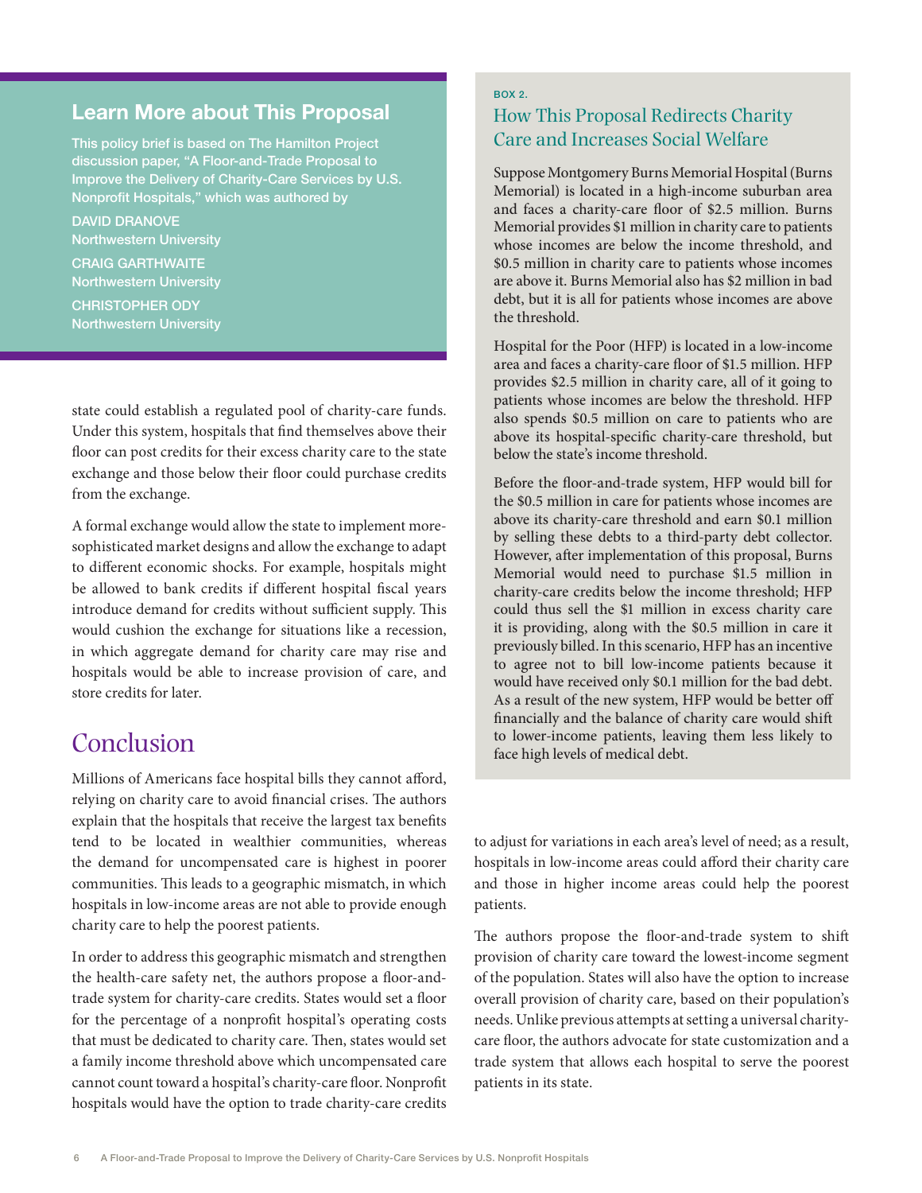## Learn More about This Proposal

This policy brief is based on The Hamilton Project discussion paper, "A Floor-and-Trade Proposal to Improve the Delivery of Charity-Care Services by U.S. Nonprofit Hospitals," which was authored by

DAVID DRANOVE
Northwestern University

CRAIG GARTHWAITE
Northwestern University

CHRISTOPHER ODY
Northwestern University

state could establish a regulated pool of charity-care funds. Under this system, hospitals that find themselves above their floor can post credits for their excess charity care to the state exchange and those below their floor could purchase credits from the exchange.

A formal exchange would allow the state to implement more-sophisticated market designs and allow the exchange to adapt to different economic shocks. For example, hospitals might be allowed to bank credits if different hospital fiscal years introduce demand for credits without sufficient supply. This would cushion the exchange for situations like a recession, in which aggregate demand for charity care may rise and hospitals would be able to increase provision of care, and store credits for later.

## Conclusion

Millions of Americans face hospital bills they cannot afford, relying on charity care to avoid financial crises. The authors explain that the hospitals that receive the largest tax benefits tend to be located in wealthier communities, whereas the demand for uncompensated care is highest in poorer communities. This leads to a geographic mismatch, in which hospitals in low-income areas are not able to provide enough charity care to help the poorest patients.

In order to address this geographic mismatch and strengthen the health-care safety net, the authors propose a floor-and-trade system for charity-care credits. States would set a floor for the percentage of a nonprofit hospital's operating costs that must be dedicated to charity care. Then, states would set a family income threshold above which uncompensated care cannot count toward a hospital's charity-care floor. Nonprofit hospitals would have the option to trade charity-care credits to adjust for variations in each area's level of need; as a result, hospitals in low-income areas could afford their charity care and those in higher income areas could help the poorest patients.

The authors propose the floor-and-trade system to shift provision of charity care toward the lowest-income segment of the population. States will also have the option to increase overall provision of charity care, based on their population's needs. Unlike previous attempts at setting a universal charity-care floor, the authors advocate for state customization and a trade system that allows each hospital to serve the poorest patients in its state.

BOX 2.

### How This Proposal Redirects Charity Care and Increases Social Welfare

Suppose Montgomery Burns Memorial Hospital (Burns Memorial) is located in a high-income suburban area and faces a charity-care floor of $2.5 million. Burns Memorial provides $1 million in charity care to patients whose incomes are below the income threshold, and $0.5 million in charity care to patients whose incomes are above it. Burns Memorial also has $2 million in bad debt, but it is all for patients whose incomes are above the threshold.

Hospital for the Poor (HFP) is located in a low-income area and faces a charity-care floor of $1.5 million. HFP provides $2.5 million in charity care, all of it going to patients whose incomes are below the threshold. HFP also spends $0.5 million on care to patients who are above its hospital-specific charity-care threshold, but below the state's income threshold.

Before the floor-and-trade system, HFP would bill for the $0.5 million in care for patients whose incomes are above its charity-care threshold and earn $0.1 million by selling these debts to a third-party debt collector. However, after implementation of this proposal, Burns Memorial would need to purchase $1.5 million in charity-care credits below the income threshold; HFP could thus sell the $1 million in excess charity care it is providing, along with the $0.5 million in care it previously billed. In this scenario, HFP has an incentive to agree not to bill low-income patients because it would have received only $0.1 million for the bad debt. As a result of the new system, HFP would be better off financially and the balance of charity care would shift to lower-income patients, leaving them less likely to face high levels of medical debt.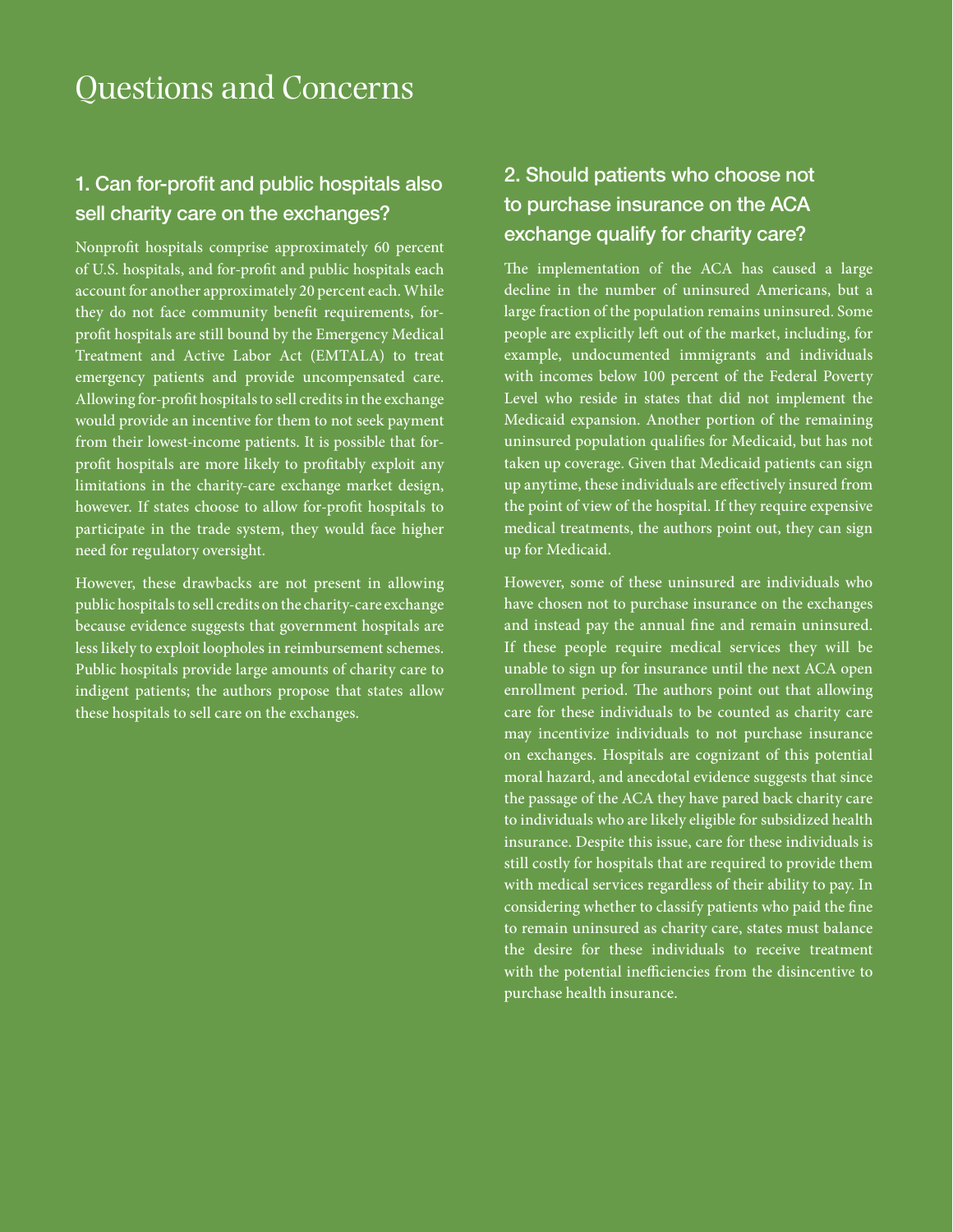# Questions and Concerns

## 1. Can for-profit and public hospitals also sell charity care on the exchanges?

Nonprofit hospitals comprise approximately 60 percent of U.S. hospitals, and for-profit and public hospitals each account for another approximately 20 percent each. While they do not face community benefit requirements, for-profit hospitals are still bound by the Emergency Medical Treatment and Active Labor Act (EMTALA) to treat emergency patients and provide uncompensated care. Allowing for-profit hospitals to sell credits in the exchange would provide an incentive for them to not seek payment from their lowest-income patients. It is possible that for-profit hospitals are more likely to profitably exploit any limitations in the charity-care exchange market design, however. If states choose to allow for-profit hospitals to participate in the trade system, they would face higher need for regulatory oversight.

However, these drawbacks are not present in allowing public hospitals to sell credits on the charity-care exchange because evidence suggests that government hospitals are less likely to exploit loopholes in reimbursement schemes. Public hospitals provide large amounts of charity care to indigent patients; the authors propose that states allow these hospitals to sell care on the exchanges.

## 2. Should patients who choose not to purchase insurance on the ACA exchange qualify for charity care?

The implementation of the ACA has caused a large decline in the number of uninsured Americans, but a large fraction of the population remains uninsured. Some people are explicitly left out of the market, including, for example, undocumented immigrants and individuals with incomes below 100 percent of the Federal Poverty Level who reside in states that did not implement the Medicaid expansion. Another portion of the remaining uninsured population qualifies for Medicaid, but has not taken up coverage. Given that Medicaid patients can sign up anytime, these individuals are effectively insured from the point of view of the hospital. If they require expensive medical treatments, the authors point out, they can sign up for Medicaid.

However, some of these uninsured are individuals who have chosen not to purchase insurance on the exchanges and instead pay the annual fine and remain uninsured. If these people require medical services they will be unable to sign up for insurance until the next ACA open enrollment period. The authors point out that allowing care for these individuals to be counted as charity care may incentivize individuals to not purchase insurance on exchanges. Hospitals are cognizant of this potential moral hazard, and anecdotal evidence suggests that since the passage of the ACA they have pared back charity care to individuals who are likely eligible for subsidized health insurance. Despite this issue, care for these individuals is still costly for hospitals that are required to provide them with medical services regardless of their ability to pay. In considering whether to classify patients who paid the fine to remain uninsured as charity care, states must balance the desire for these individuals to receive treatment with the potential inefficiencies from the disincentive to purchase health insurance.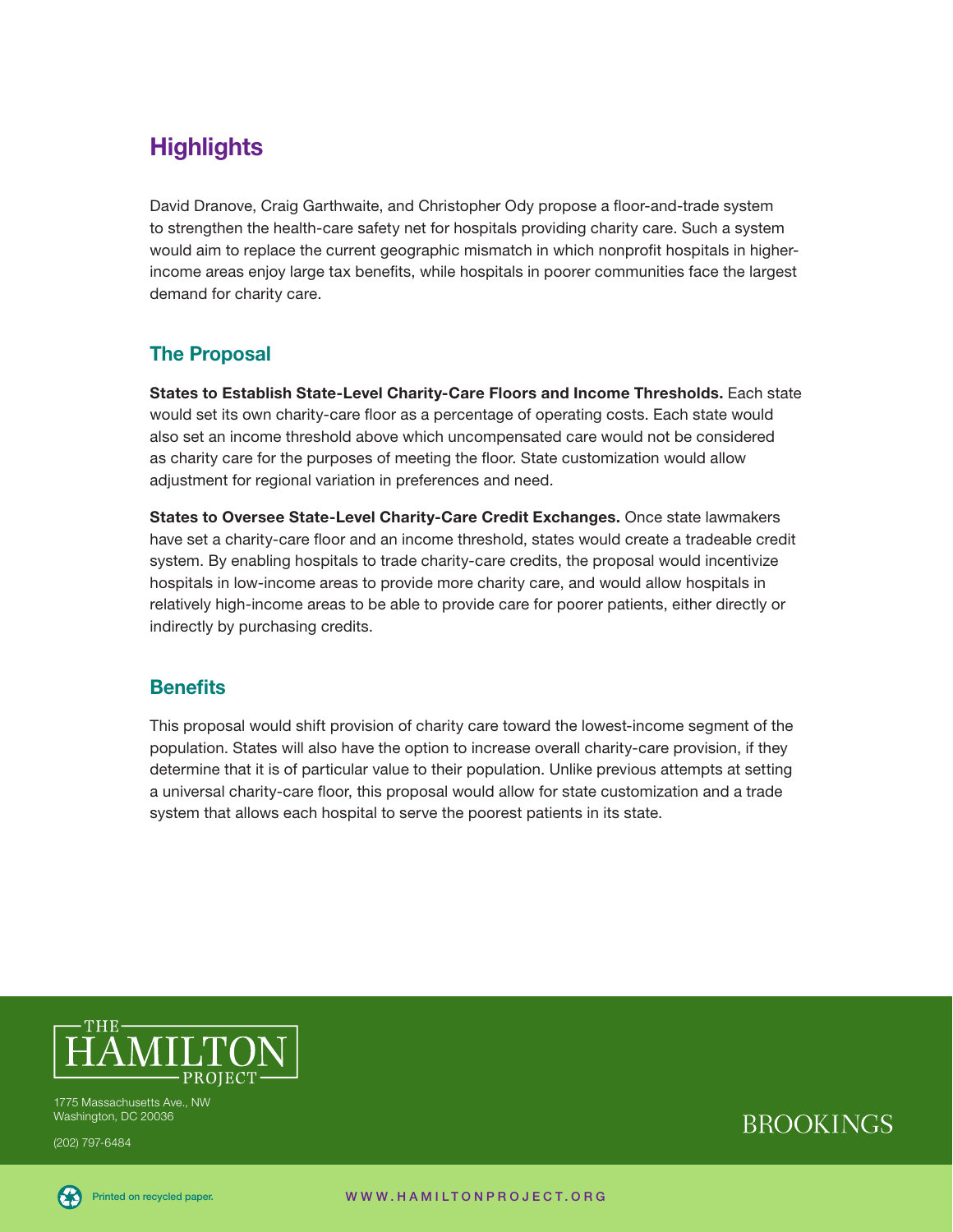# Highlights

David Dranove, Craig Garthwaite, and Christopher Ody propose a floor-and-trade system to strengthen the health-care safety net for hospitals providing charity care. Such a system would aim to replace the current geographic mismatch in which nonprofit hospitals in higher-income areas enjoy large tax benefits, while hospitals in poorer communities face the largest demand for charity care.

## The Proposal

**States to Establish State-Level Charity-Care Floors and Income Thresholds.** Each state would set its own charity-care floor as a percentage of operating costs. Each state would also set an income threshold above which uncompensated care would not be considered as charity care for the purposes of meeting the floor. State customization would allow adjustment for regional variation in preferences and need.

**States to Oversee State-Level Charity-Care Credit Exchanges.** Once state lawmakers have set a charity-care floor and an income threshold, states would create a tradeable credit system. By enabling hospitals to trade charity-care credits, the proposal would incentivize hospitals in low-income areas to provide more charity care, and would allow hospitals in relatively high-income areas to be able to provide care for poorer patients, either directly or indirectly by purchasing credits.

## Benefits

This proposal would shift provision of charity care toward the lowest-income segment of the population. States will also have the option to increase overall charity-care provision, if they determine that it is of particular value to their population. Unlike previous attempts at setting a universal charity-care floor, this proposal would allow for state customization and a trade system that allows each hospital to serve the poorest patients in its state.

THE HAMILTON PROJECT

1775 Massachusetts Ave., NW
Washington, DC 20036

(202) 797-6484

BROOKINGS

Printed on recycled paper.

WWW.HAMILTONPROJECT.ORG